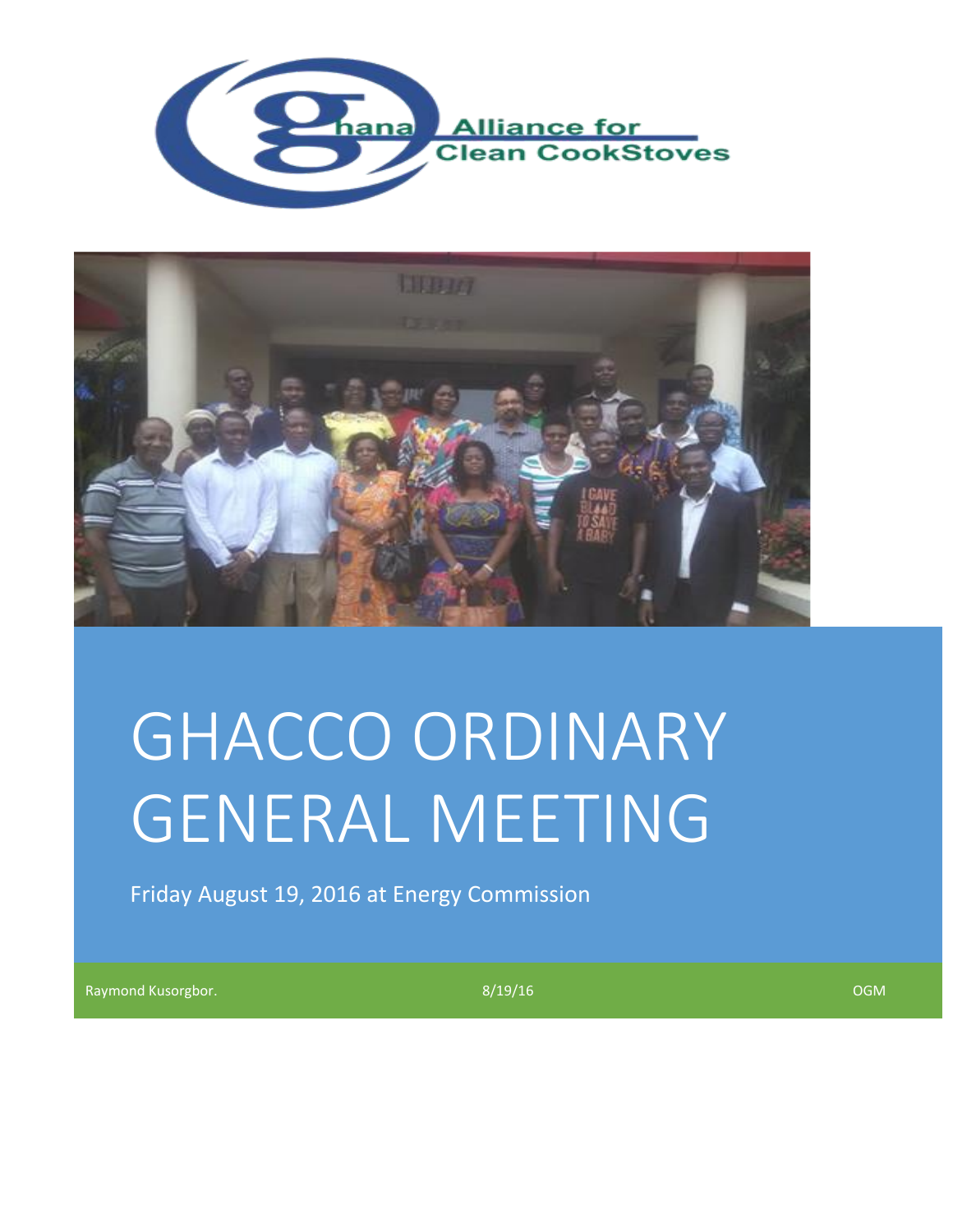Ghana Alliance for Clean CookStoves

# GHACCO ORDINARY GENERAL MEETING

Friday August 19, 2016 at Energy Commission

Raymond Kusorgbor. 8/19/16 OGM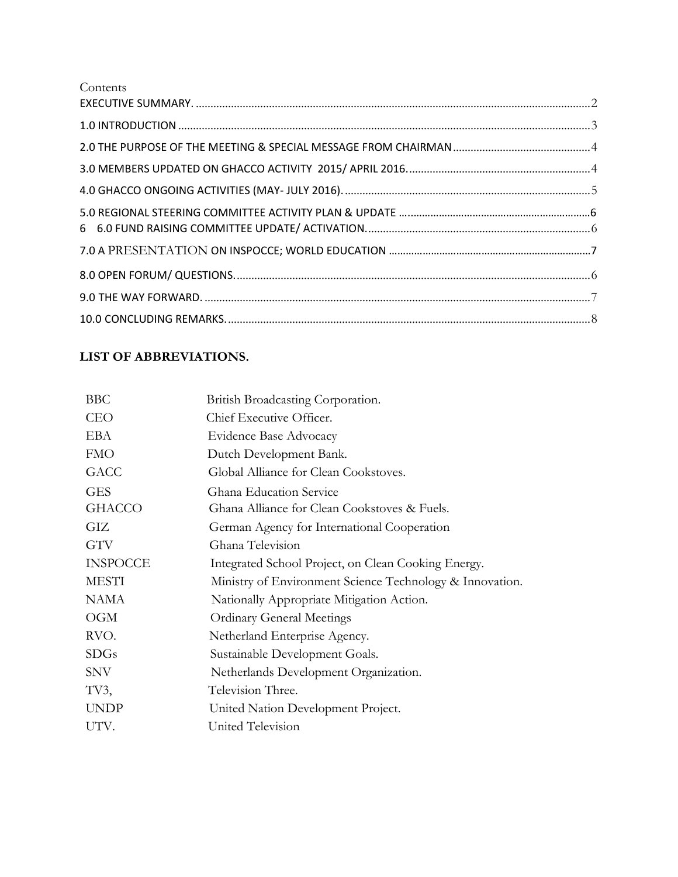Contents

EXECUTIVE SUMMARY. ....................................................................................................................................2

1.0 INTRODUCTION ..........................................................................................................................................3

2.0 THE PURPOSE OF THE MEETING & SPECIAL MESSAGE FROM CHAIRMAN ..............................................4

3.0 MEMBERS UPDATED ON GHACCO ACTIVITY 2015/ APRIL 2016. .............................................................4

4.0 GHACCO ONGOING ACTIVITIES (MAY- JULY 2016). ...................................................................................5

5.0 REGIONAL STEERING COMMITTEE ACTIVITY PLAN & UPDATE ..................................................................6

6 6.0 FUND RAISING COMMITTEE UPDATE/ ACTIVATION. ............................................................................6

7.0 A PRESENTATION ON INSPOCCE; WORLD EDUCATION ...........................................................................7

8.0 OPEN FORUM/ QUESTIONS. ........................................................................................................................6

9.0 THE WAY FORWARD. ..................................................................................................................................7

10.0 CONCLUDING REMARKS. ..........................................................................................................................8

**LIST OF ABBREVIATIONS.**

| | |
|---|---|
| BBC | British Broadcasting Corporation. |
| CEO | Chief Executive Officer. |
| EBA | Evidence Base Advocacy |
| FMO | Dutch Development Bank. |
| GACC | Global Alliance for Clean Cookstoves. |
| GES | Ghana Education Service |
| GHACCO | Ghana Alliance for Clean Cookstoves & Fuels. |
| GIZ | German Agency for International Cooperation |
| GTV | Ghana Television |
| INSPOCCE | Integrated School Project, on Clean Cooking Energy. |
| MESTI | Ministry of Environment Science Technology & Innovation. |
| NAMA | Nationally Appropriate Mitigation Action. |
| OGM | Ordinary General Meetings |
| RVO. | Netherland Enterprise Agency. |
| SDGs | Sustainable Development Goals. |
| SNV | Netherlands Development Organization. |
| TV3, | Television Three. |
| UNDP | United Nation Development Project. |
| UTV. | United Television |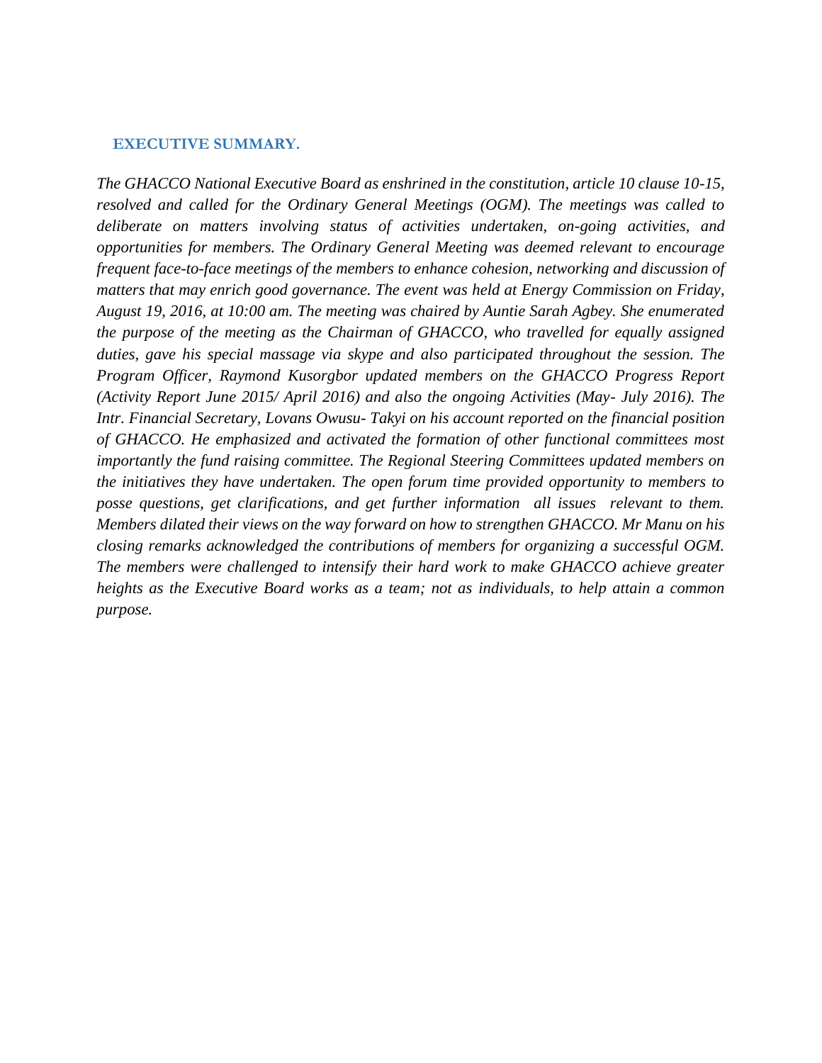## EXECUTIVE SUMMARY.

*The GHACCO National Executive Board as enshrined in the constitution, article 10 clause 10-15, resolved and called for the Ordinary General Meetings (OGM). The meetings was called to deliberate on matters involving status of activities undertaken, on-going activities, and opportunities for members. The Ordinary General Meeting was deemed relevant to encourage frequent face-to-face meetings of the members to enhance cohesion, networking and discussion of matters that may enrich good governance. The event was held at Energy Commission on Friday, August 19, 2016, at 10:00 am. The meeting was chaired by Auntie Sarah Agbey. She enumerated the purpose of the meeting as the Chairman of GHACCO, who travelled for equally assigned duties, gave his special massage via skype and also participated throughout the session. The Program Officer, Raymond Kusorgbor updated members on the GHACCO Progress Report (Activity Report June 2015/ April 2016) and also the ongoing Activities (May- July 2016). The Intr. Financial Secretary, Lovans Owusu- Takyi on his account reported on the financial position of GHACCO. He emphasized and activated the formation of other functional committees most importantly the fund raising committee. The Regional Steering Committees updated members on the initiatives they have undertaken. The open forum time provided opportunity to members to posse questions, get clarifications, and get further information all issues relevant to them. Members dilated their views on the way forward on how to strengthen GHACCO. Mr Manu on his closing remarks acknowledged the contributions of members for organizing a successful OGM. The members were challenged to intensify their hard work to make GHACCO achieve greater heights as the Executive Board works as a team; not as individuals, to help attain a common purpose.*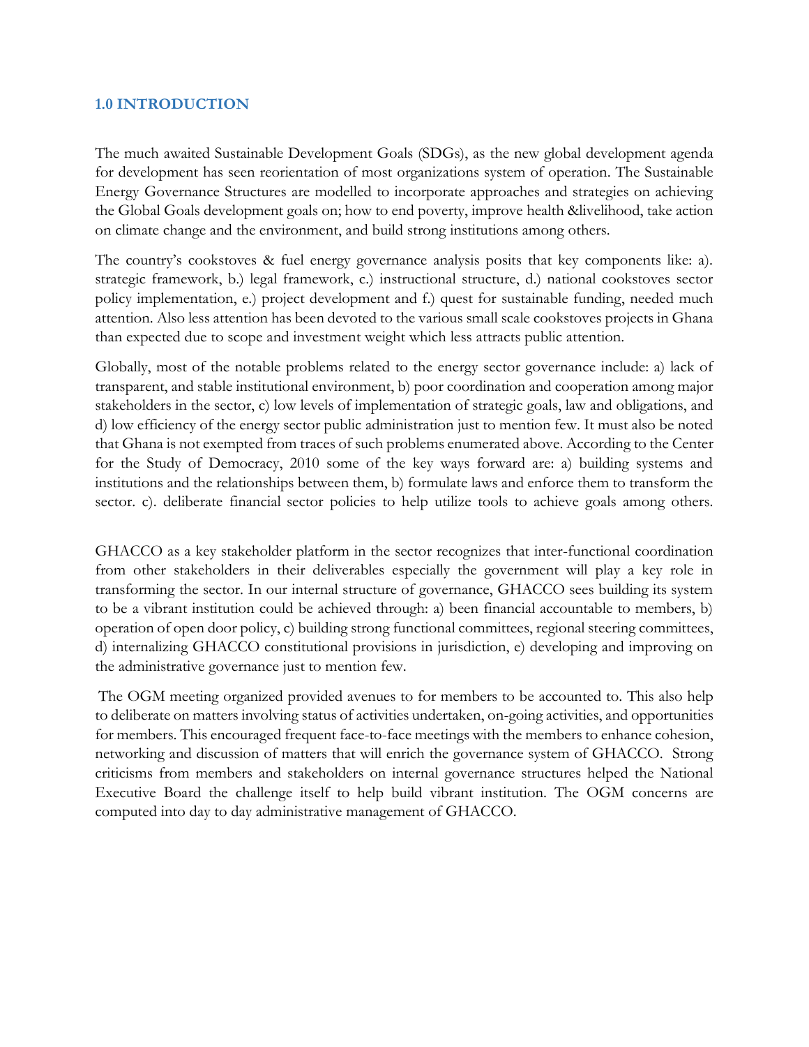## 1.0 INTRODUCTION

The much awaited Sustainable Development Goals (SDGs), as the new global development agenda for development has seen reorientation of most organizations system of operation. The Sustainable Energy Governance Structures are modelled to incorporate approaches and strategies on achieving the Global Goals development goals on; how to end poverty, improve health &livelihood, take action on climate change and the environment, and build strong institutions among others.

The country's cookstoves & fuel energy governance analysis posits that key components like: a). strategic framework, b.) legal framework, c.) instructional structure, d.) national cookstoves sector policy implementation, e.) project development and f.) quest for sustainable funding, needed much attention. Also less attention has been devoted to the various small scale cookstoves projects in Ghana than expected due to scope and investment weight which less attracts public attention.

Globally, most of the notable problems related to the energy sector governance include: a) lack of transparent, and stable institutional environment, b) poor coordination and cooperation among major stakeholders in the sector, c) low levels of implementation of strategic goals, law and obligations, and d) low efficiency of the energy sector public administration just to mention few. It must also be noted that Ghana is not exempted from traces of such problems enumerated above. According to the Center for the Study of Democracy, 2010 some of the key ways forward are: a) building systems and institutions and the relationships between them, b) formulate laws and enforce them to transform the sector. c). deliberate financial sector policies to help utilize tools to achieve goals among others.

GHACCO as a key stakeholder platform in the sector recognizes that inter-functional coordination from other stakeholders in their deliverables especially the government will play a key role in transforming the sector. In our internal structure of governance, GHACCO sees building its system to be a vibrant institution could be achieved through: a) been financial accountable to members, b) operation of open door policy, c) building strong functional committees, regional steering committees, d) internalizing GHACCO constitutional provisions in jurisdiction, e) developing and improving on the administrative governance just to mention few.

The OGM meeting organized provided avenues to for members to be accounted to. This also help to deliberate on matters involving status of activities undertaken, on-going activities, and opportunities for members. This encouraged frequent face-to-face meetings with the members to enhance cohesion, networking and discussion of matters that will enrich the governance system of GHACCO. Strong criticisms from members and stakeholders on internal governance structures helped the National Executive Board the challenge itself to help build vibrant institution. The OGM concerns are computed into day to day administrative management of GHACCO.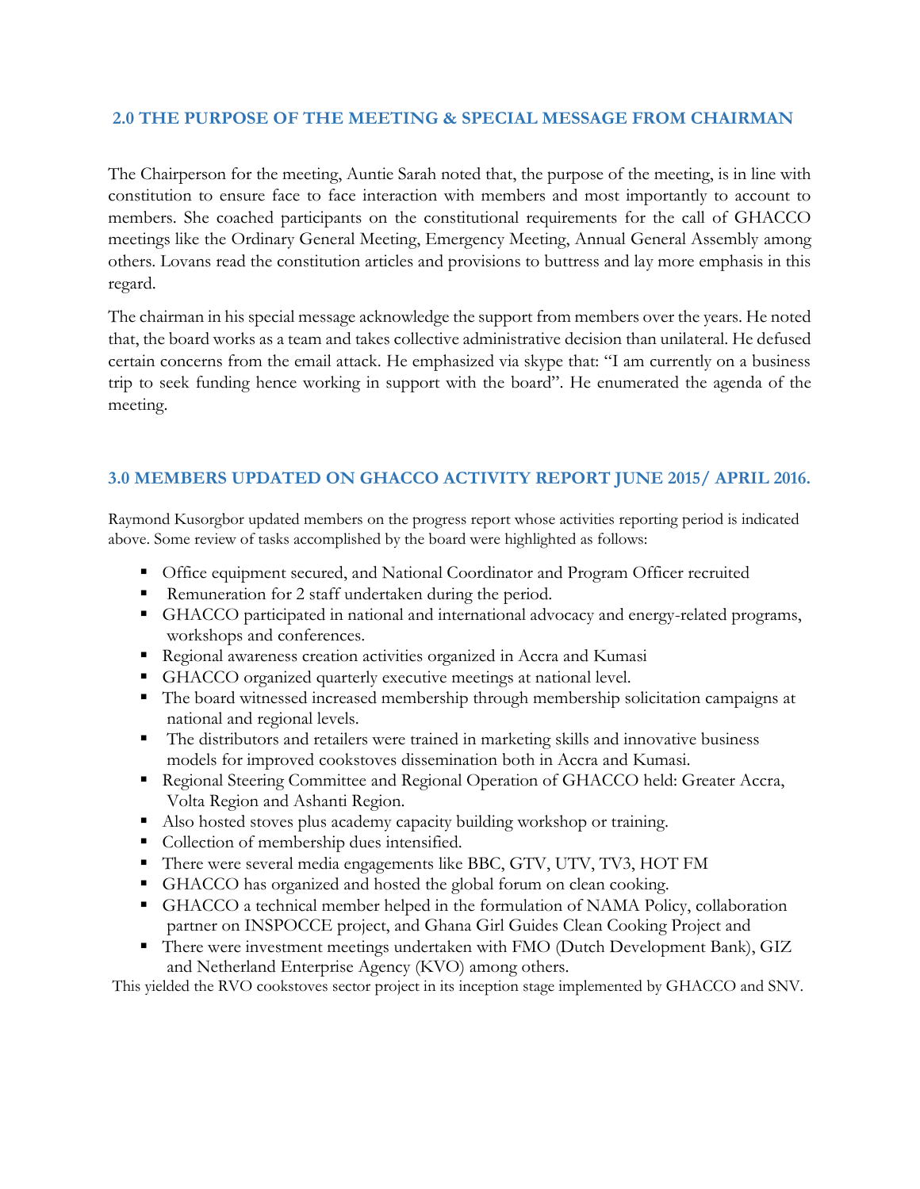## 2.0 THE PURPOSE OF THE MEETING & SPECIAL MESSAGE FROM CHAIRMAN

The Chairperson for the meeting, Auntie Sarah noted that, the purpose of the meeting, is in line with constitution to ensure face to face interaction with members and most importantly to account to members. She coached participants on the constitutional requirements for the call of GHACCO meetings like the Ordinary General Meeting, Emergency Meeting, Annual General Assembly among others. Lovans read the constitution articles and provisions to buttress and lay more emphasis in this regard.

The chairman in his special message acknowledge the support from members over the years. He noted that, the board works as a team and takes collective administrative decision than unilateral. He defused certain concerns from the email attack. He emphasized via skype that: "I am currently on a business trip to seek funding hence working in support with the board". He enumerated the agenda of the meeting.

## 3.0 MEMBERS UPDATED ON GHACCO ACTIVITY REPORT JUNE 2015/ APRIL 2016.

Raymond Kusorgbor updated members on the progress report whose activities reporting period is indicated above. Some review of tasks accomplished by the board were highlighted as follows:

- Office equipment secured, and National Coordinator and Program Officer recruited
- Remuneration for 2 staff undertaken during the period.
- GHACCO participated in national and international advocacy and energy-related programs, workshops and conferences.
- Regional awareness creation activities organized in Accra and Kumasi
- GHACCO organized quarterly executive meetings at national level.
- The board witnessed increased membership through membership solicitation campaigns at national and regional levels.
- The distributors and retailers were trained in marketing skills and innovative business models for improved cookstoves dissemination both in Accra and Kumasi.
- Regional Steering Committee and Regional Operation of GHACCO held: Greater Accra, Volta Region and Ashanti Region.
- Also hosted stoves plus academy capacity building workshop or training.
- Collection of membership dues intensified.
- There were several media engagements like BBC, GTV, UTV, TV3, HOT FM
- GHACCO has organized and hosted the global forum on clean cooking.
- GHACCO a technical member helped in the formulation of NAMA Policy, collaboration partner on INSPOCCE project, and Ghana Girl Guides Clean Cooking Project and
- There were investment meetings undertaken with FMO (Dutch Development Bank), GIZ and Netherland Enterprise Agency (KVO) among others.

This yielded the RVO cookstoves sector project in its inception stage implemented by GHACCO and SNV.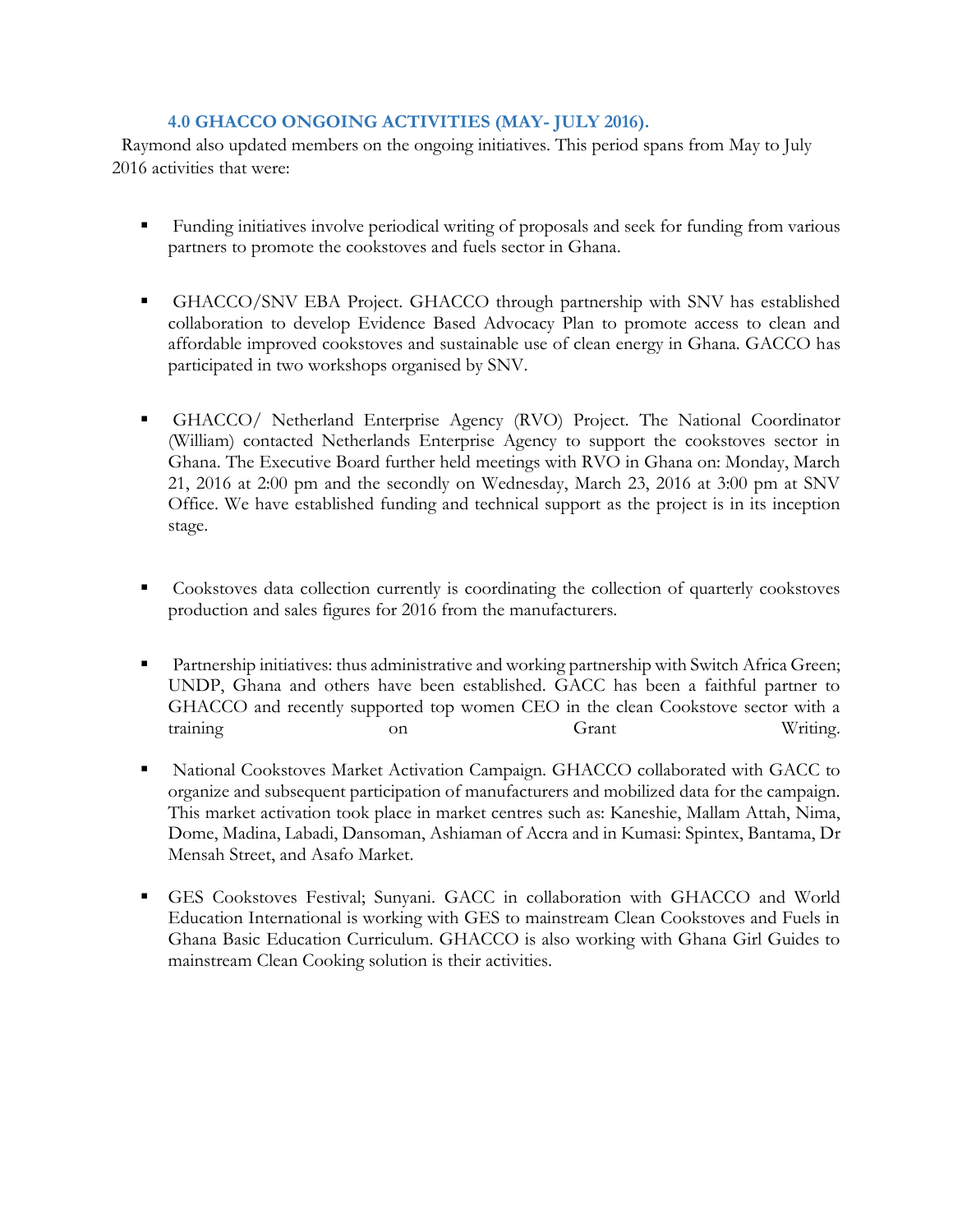### 4.0 GHACCO ONGOING ACTIVITIES (MAY- JULY 2016).

Raymond also updated members on the ongoing initiatives. This period spans from May to July 2016 activities that were:

- Funding initiatives involve periodical writing of proposals and seek for funding from various partners to promote the cookstoves and fuels sector in Ghana.

- GHACCO/SNV EBA Project. GHACCO through partnership with SNV has established collaboration to develop Evidence Based Advocacy Plan to promote access to clean and affordable improved cookstoves and sustainable use of clean energy in Ghana. GACCO has participated in two workshops organised by SNV.

- GHACCO/ Netherland Enterprise Agency (RVO) Project. The National Coordinator (William) contacted Netherlands Enterprise Agency to support the cookstoves sector in Ghana. The Executive Board further held meetings with RVO in Ghana on: Monday, March 21, 2016 at 2:00 pm and the secondly on Wednesday, March 23, 2016 at 3:00 pm at SNV Office. We have established funding and technical support as the project is in its inception stage.

- Cookstoves data collection currently is coordinating the collection of quarterly cookstoves production and sales figures for 2016 from the manufacturers.

- Partnership initiatives: thus administrative and working partnership with Switch Africa Green; UNDP, Ghana and others have been established. GACC has been a faithful partner to GHACCO and recently supported top women CEO in the clean Cookstove sector with a training on Grant Writing.

- National Cookstoves Market Activation Campaign. GHACCO collaborated with GACC to organize and subsequent participation of manufacturers and mobilized data for the campaign. This market activation took place in market centres such as: Kaneshie, Mallam Attah, Nima, Dome, Madina, Labadi, Dansoman, Ashiaman of Accra and in Kumasi: Spintex, Bantama, Dr Mensah Street, and Asafo Market.

- GES Cookstoves Festival; Sunyani. GACC in collaboration with GHACCO and World Education International is working with GES to mainstream Clean Cookstoves and Fuels in Ghana Basic Education Curriculum. GHACCO is also working with Ghana Girl Guides to mainstream Clean Cooking solution is their activities.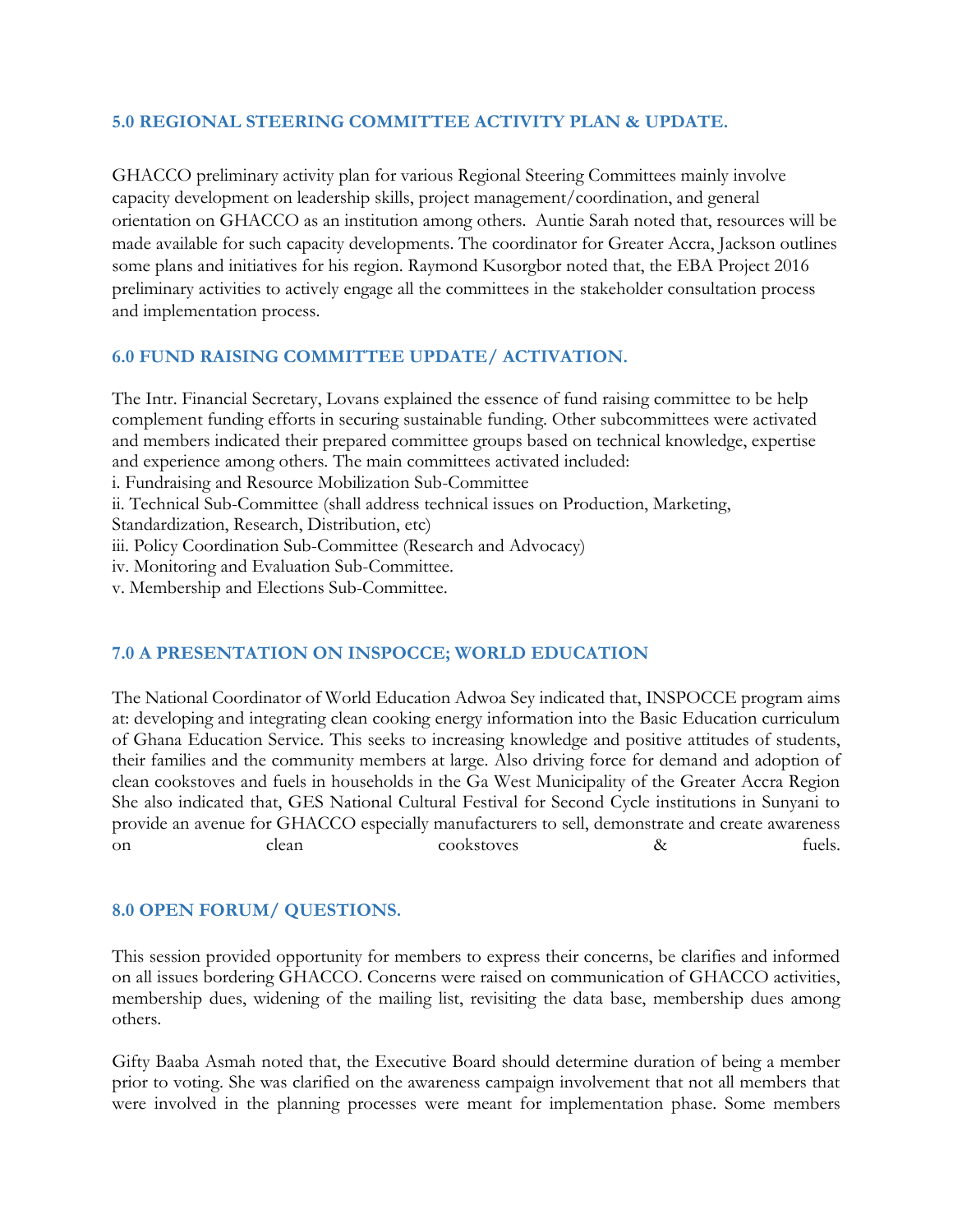## 5.0 REGIONAL STEERING COMMITTEE ACTIVITY PLAN & UPDATE.

GHACCO preliminary activity plan for various Regional Steering Committees mainly involve capacity development on leadership skills, project management/coordination, and general orientation on GHACCO as an institution among others. Auntie Sarah noted that, resources will be made available for such capacity developments. The coordinator for Greater Accra, Jackson outlines some plans and initiatives for his region. Raymond Kusorgbor noted that, the EBA Project 2016 preliminary activities to actively engage all the committees in the stakeholder consultation process and implementation process.

## 6.0 FUND RAISING COMMITTEE UPDATE/ ACTIVATION.

The Intr. Financial Secretary, Lovans explained the essence of fund raising committee to be help complement funding efforts in securing sustainable funding. Other subcommittees were activated and members indicated their prepared committee groups based on technical knowledge, expertise and experience among others. The main committees activated included:

i. Fundraising and Resource Mobilization Sub-Committee
ii. Technical Sub-Committee (shall address technical issues on Production, Marketing, Standardization, Research, Distribution, etc)
iii. Policy Coordination Sub-Committee (Research and Advocacy)
iv. Monitoring and Evaluation Sub-Committee.
v. Membership and Elections Sub-Committee.

## 7.0 A PRESENTATION ON INSPOCCE; WORLD EDUCATION

The National Coordinator of World Education Adwoa Sey indicated that, INSPOCCE program aims at: developing and integrating clean cooking energy information into the Basic Education curriculum of Ghana Education Service. This seeks to increasing knowledge and positive attitudes of students, their families and the community members at large. Also driving force for demand and adoption of clean cookstoves and fuels in households in the Ga West Municipality of the Greater Accra Region She also indicated that, GES National Cultural Festival for Second Cycle institutions in Sunyani to provide an avenue for GHACCO especially manufacturers to sell, demonstrate and create awareness on clean cookstoves & fuels.

## 8.0 OPEN FORUM/ QUESTIONS.

This session provided opportunity for members to express their concerns, be clarifies and informed on all issues bordering GHACCO. Concerns were raised on communication of GHACCO activities, membership dues, widening of the mailing list, revisiting the data base, membership dues among others.

Gifty Baaba Asmah noted that, the Executive Board should determine duration of being a member prior to voting. She was clarified on the awareness campaign involvement that not all members that were involved in the planning processes were meant for implementation phase. Some members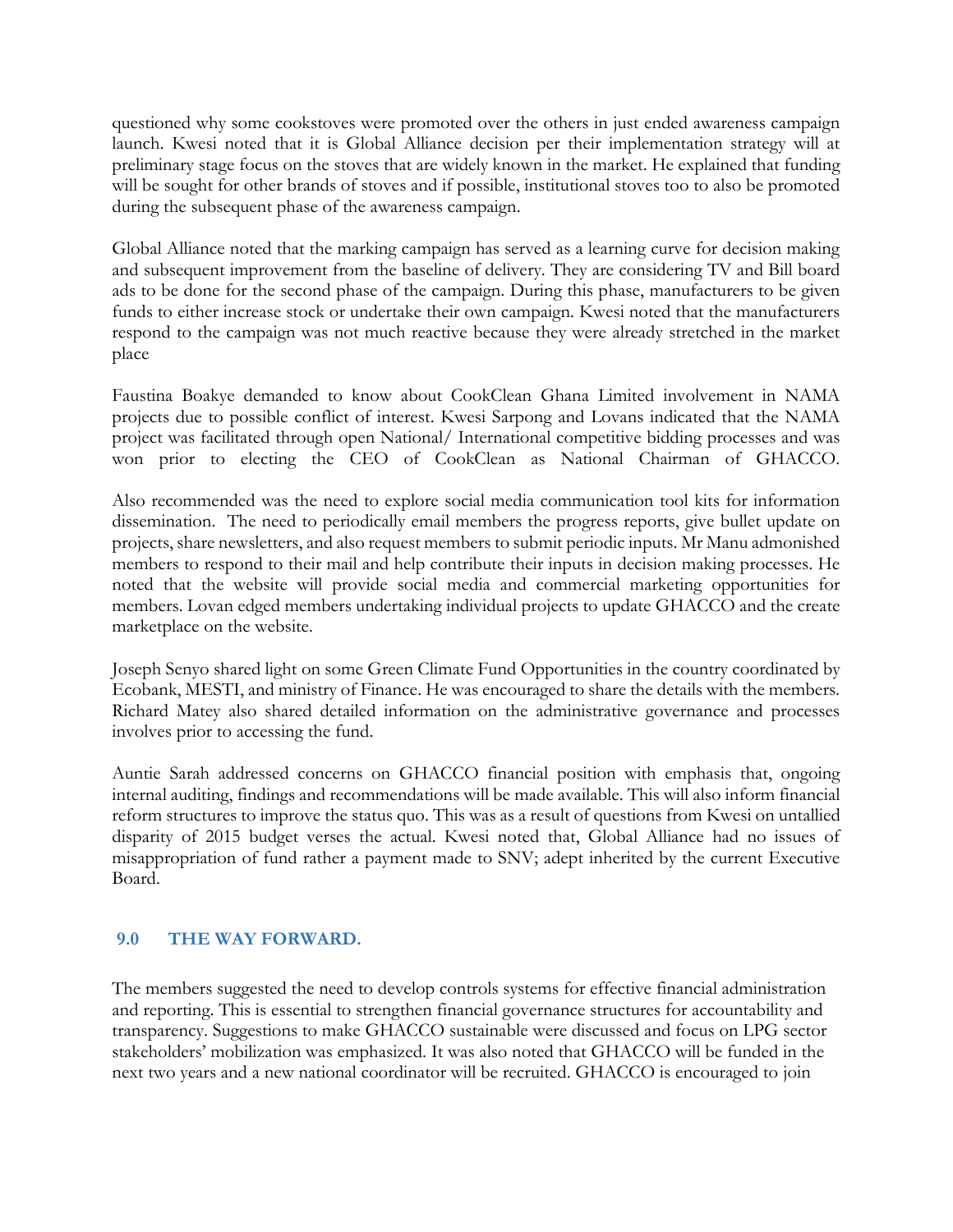questioned why some cookstoves were promoted over the others in just ended awareness campaign launch. Kwesi noted that it is Global Alliance decision per their implementation strategy will at preliminary stage focus on the stoves that are widely known in the market. He explained that funding will be sought for other brands of stoves and if possible, institutional stoves too to also be promoted during the subsequent phase of the awareness campaign.

Global Alliance noted that the marking campaign has served as a learning curve for decision making and subsequent improvement from the baseline of delivery. They are considering TV and Bill board ads to be done for the second phase of the campaign. During this phase, manufacturers to be given funds to either increase stock or undertake their own campaign. Kwesi noted that the manufacturers respond to the campaign was not much reactive because they were already stretched in the market place

Faustina Boakye demanded to know about CookClean Ghana Limited involvement in NAMA projects due to possible conflict of interest. Kwesi Sarpong and Lovans indicated that the NAMA project was facilitated through open National/ International competitive bidding processes and was won prior to electing the CEO of CookClean as National Chairman of GHACCO.

Also recommended was the need to explore social media communication tool kits for information dissemination. The need to periodically email members the progress reports, give bullet update on projects, share newsletters, and also request members to submit periodic inputs. Mr Manu admonished members to respond to their mail and help contribute their inputs in decision making processes. He noted that the website will provide social media and commercial marketing opportunities for members. Lovan edged members undertaking individual projects to update GHACCO and the create marketplace on the website.

Joseph Senyo shared light on some Green Climate Fund Opportunities in the country coordinated by Ecobank, MESTI, and ministry of Finance. He was encouraged to share the details with the members. Richard Matey also shared detailed information on the administrative governance and processes involves prior to accessing the fund.

Auntie Sarah addressed concerns on GHACCO financial position with emphasis that, ongoing internal auditing, findings and recommendations will be made available. This will also inform financial reform structures to improve the status quo. This was as a result of questions from Kwesi on untallied disparity of 2015 budget verses the actual. Kwesi noted that, Global Alliance had no issues of misappropriation of fund rather a payment made to SNV; adept inherited by the current Executive Board.

## 9.0 THE WAY FORWARD.

The members suggested the need to develop controls systems for effective financial administration and reporting. This is essential to strengthen financial governance structures for accountability and transparency. Suggestions to make GHACCO sustainable were discussed and focus on LPG sector stakeholders' mobilization was emphasized. It was also noted that GHACCO will be funded in the next two years and a new national coordinator will be recruited. GHACCO is encouraged to join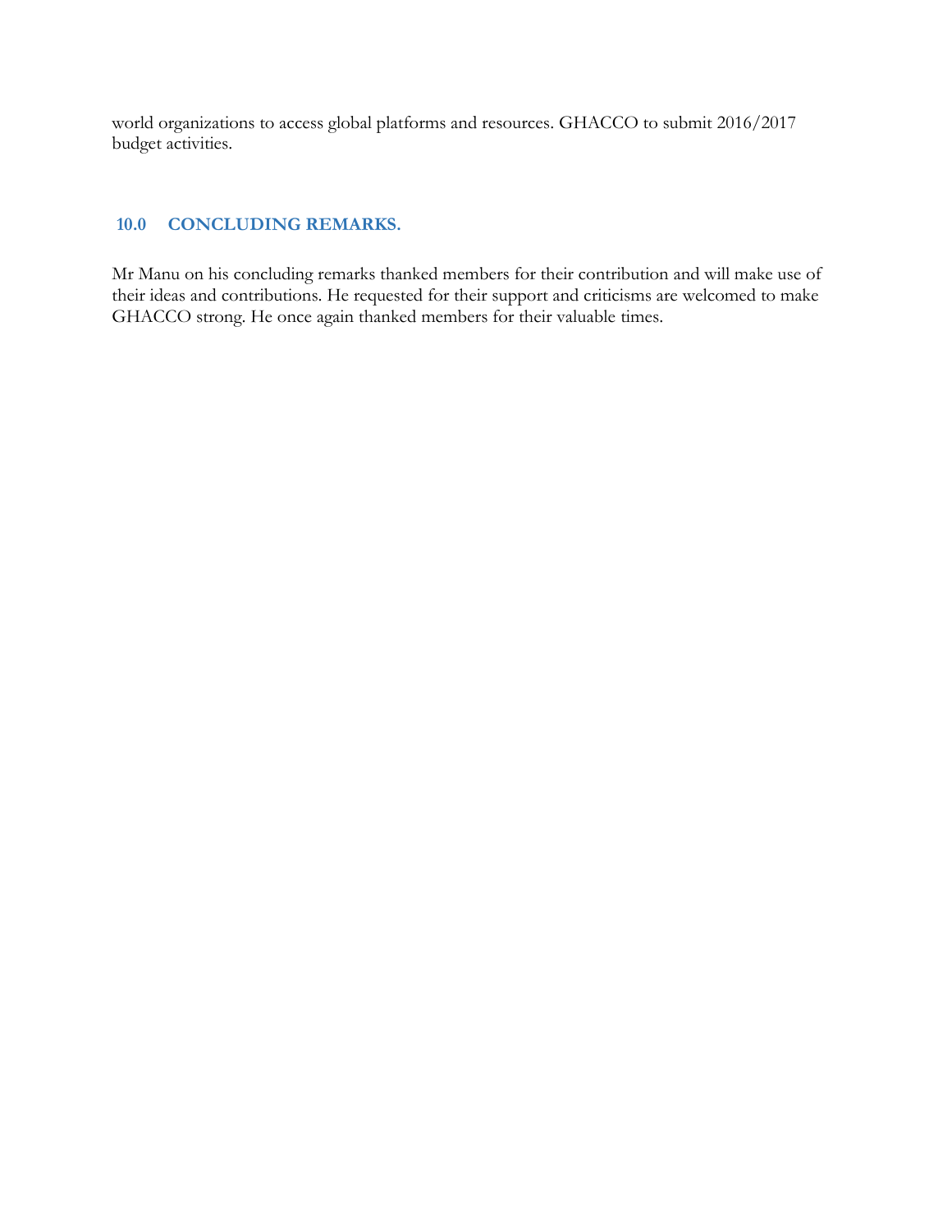world organizations to access global platforms and resources. GHACCO to submit 2016/2017 budget activities.

## 10.0 CONCLUDING REMARKS.

Mr Manu on his concluding remarks thanked members for their contribution and will make use of their ideas and contributions. He requested for their support and criticisms are welcomed to make GHACCO strong. He once again thanked members for their valuable times.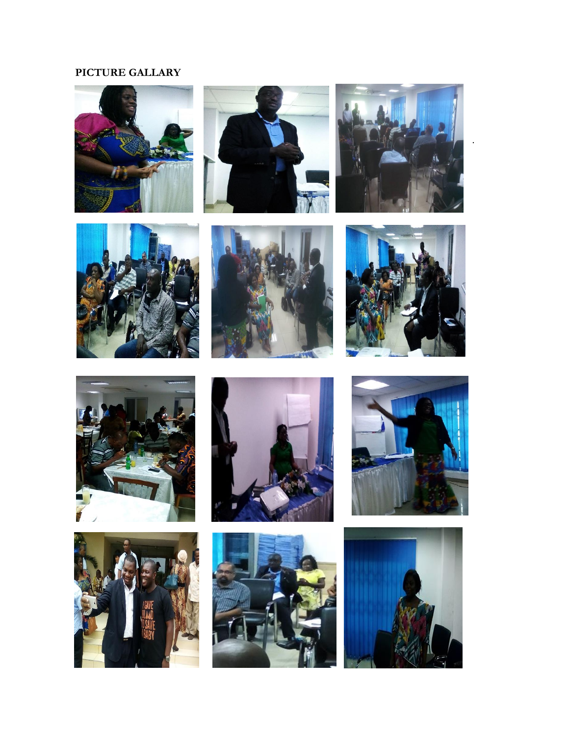**PICTURE GALLARY**